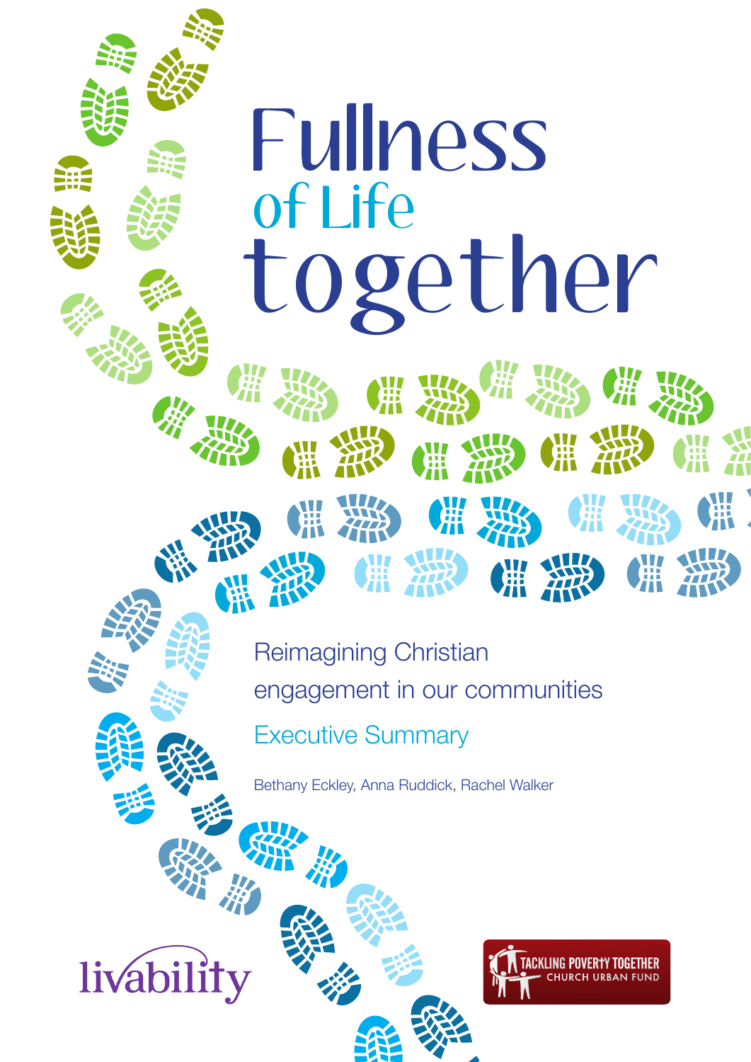# Fullness of Life together

## Reimagining Christian engagement in our communities

### Executive Summary

Bethany Eckley, Anna Ruddick, Rachel Walker

livability

TACKLING POVERTY TOGETHER
CHURCH URBAN FUND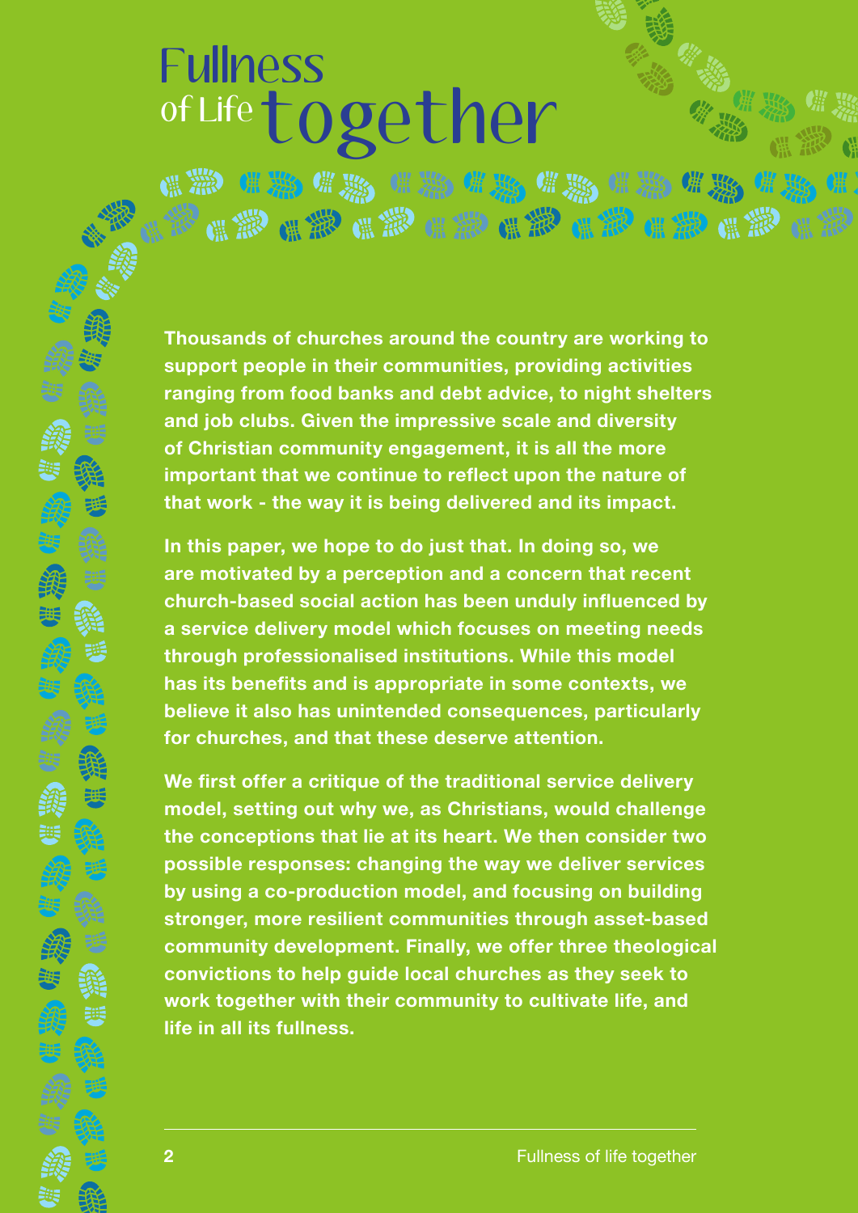# Fullness of Life together

**Thousands of churches around the country are working to support people in their communities, providing activities ranging from food banks and debt advice, to night shelters and job clubs. Given the impressive scale and diversity of Christian community engagement, it is all the more important that we continue to reflect upon the nature of that work - the way it is being delivered and its impact.**

**In this paper, we hope to do just that. In doing so, we are motivated by a perception and a concern that recent church-based social action has been unduly influenced by a service delivery model which focuses on meeting needs through professionalised institutions. While this model has its benefits and is appropriate in some contexts, we believe it also has unintended consequences, particularly for churches, and that these deserve attention.**

**We first offer a critique of the traditional service delivery model, setting out why we, as Christians, would challenge the conceptions that lie at its heart. We then consider two possible responses: changing the way we deliver services by using a co-production model, and focusing on building stronger, more resilient communities through asset-based community development. Finally, we offer three theological convictions to help guide local churches as they seek to work together with their community to cultivate life, and life in all its fullness.**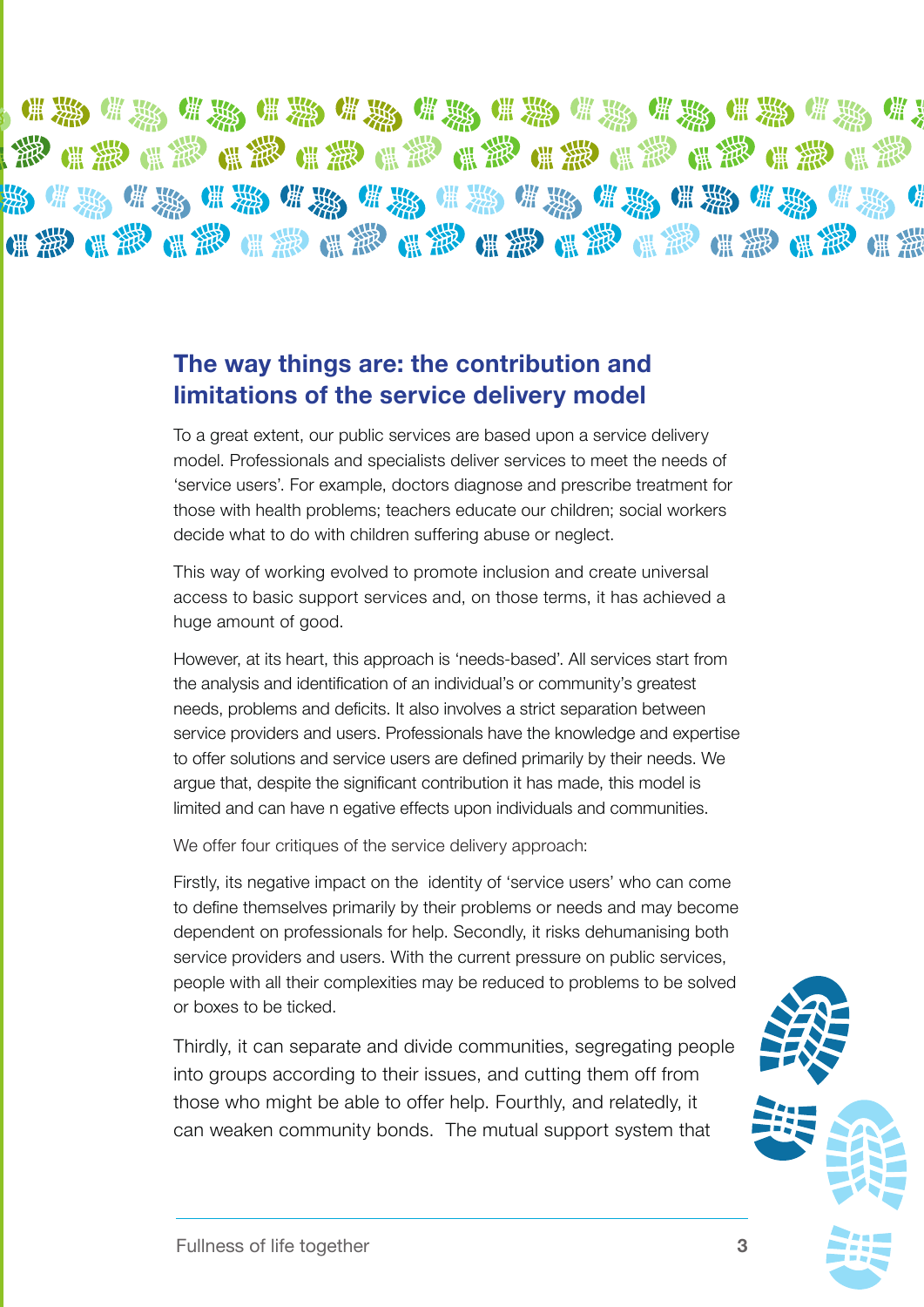## The way things are: the contribution and limitations of the service delivery model

To a great extent, our public services are based upon a service delivery model. Professionals and specialists deliver services to meet the needs of 'service users'. For example, doctors diagnose and prescribe treatment for those with health problems; teachers educate our children; social workers decide what to do with children suffering abuse or neglect.

This way of working evolved to promote inclusion and create universal access to basic support services and, on those terms, it has achieved a huge amount of good.

However, at its heart, this approach is 'needs-based'. All services start from the analysis and identification of an individual's or community's greatest needs, problems and deficits. It also involves a strict separation between service providers and users. Professionals have the knowledge and expertise to offer solutions and service users are defined primarily by their needs. We argue that, despite the significant contribution it has made, this model is limited and can have n egative effects upon individuals and communities.

We offer four critiques of the service delivery approach:

Firstly, its negative impact on the identity of 'service users' who can come to define themselves primarily by their problems or needs and may become dependent on professionals for help. Secondly, it risks dehumanising both service providers and users. With the current pressure on public services, people with all their complexities may be reduced to problems to be solved or boxes to be ticked.

Thirdly, it can separate and divide communities, segregating people into groups according to their issues, and cutting them off from those who might be able to offer help. Fourthly, and relatedly, it can weaken community bonds. The mutual support system that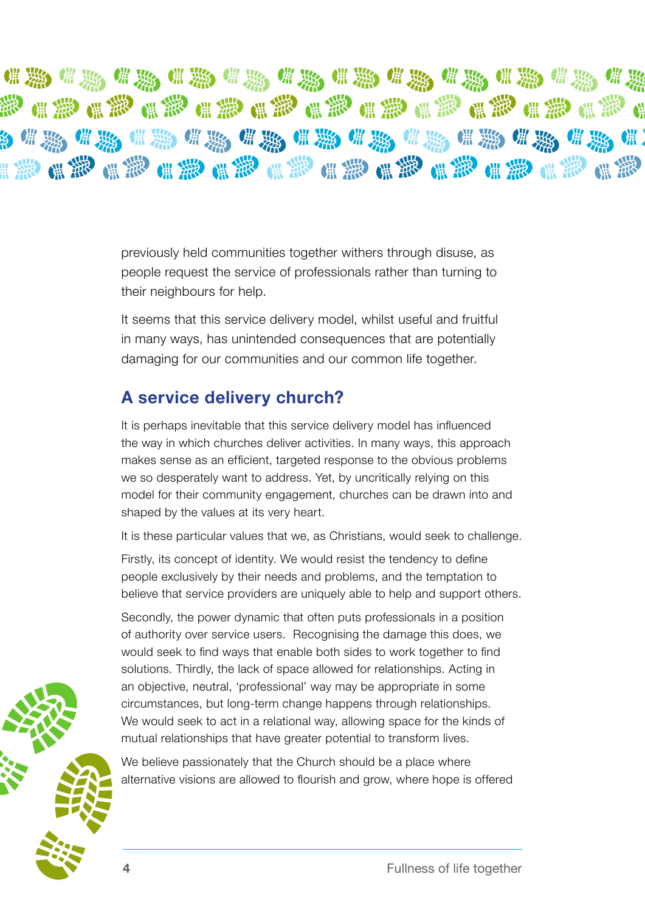previously held communities together withers through disuse, as people request the service of professionals rather than turning to their neighbours for help.

It seems that this service delivery model, whilst useful and fruitful in many ways, has unintended consequences that are potentially damaging for our communities and our common life together.

## A service delivery church?

It is perhaps inevitable that this service delivery model has influenced the way in which churches deliver activities. In many ways, this approach makes sense as an efficient, targeted response to the obvious problems we so desperately want to address. Yet, by uncritically relying on this model for their community engagement, churches can be drawn into and shaped by the values at its very heart.

It is these particular values that we, as Christians, would seek to challenge.

Firstly, its concept of identity. We would resist the tendency to define people exclusively by their needs and problems, and the temptation to believe that service providers are uniquely able to help and support others.

Secondly, the power dynamic that often puts professionals in a position of authority over service users. Recognising the damage this does, we would seek to find ways that enable both sides to work together to find solutions. Thirdly, the lack of space allowed for relationships. Acting in an objective, neutral, 'professional' way may be appropriate in some circumstances, but long-term change happens through relationships. We would seek to act in a relational way, allowing space for the kinds of mutual relationships that have greater potential to transform lives.

We believe passionately that the Church should be a place where alternative visions are allowed to flourish and grow, where hope is offered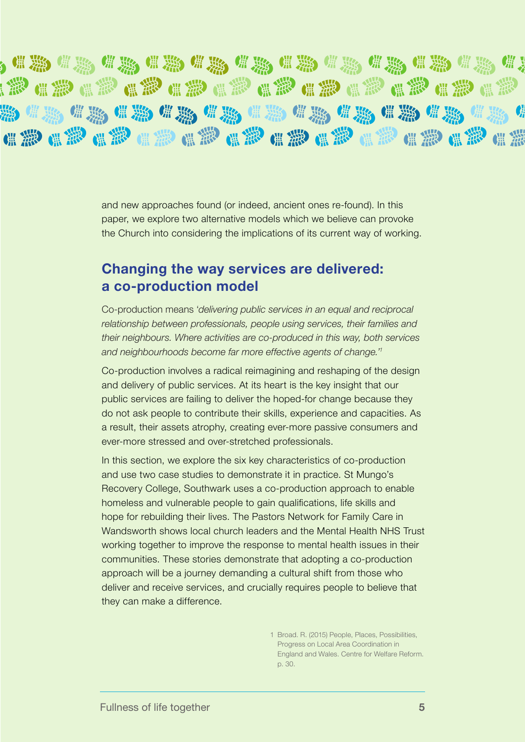and new approaches found (or indeed, ancient ones re-found). In this paper, we explore two alternative models which we believe can provoke the Church into considering the implications of its current way of working.

## Changing the way services are delivered: a co-production model

Co-production means '*delivering public services in an equal and reciprocal relationship between professionals, people using services, their families and their neighbours. Where activities are co-produced in this way, both services and neighbourhoods become far more effective agents of change.'*[1]

Co-production involves a radical reimagining and reshaping of the design and delivery of public services. At its heart is the key insight that our public services are failing to deliver the hoped-for change because they do not ask people to contribute their skills, experience and capacities. As a result, their assets atrophy, creating ever-more passive consumers and ever-more stressed and over-stretched professionals.

In this section, we explore the six key characteristics of co-production and use two case studies to demonstrate it in practice. St Mungo's Recovery College, Southwark uses a co-production approach to enable homeless and vulnerable people to gain qualifications, life skills and hope for rebuilding their lives. The Pastors Network for Family Care in Wandsworth shows local church leaders and the Mental Health NHS Trust working together to improve the response to mental health issues in their communities. These stories demonstrate that adopting a co-production approach will be a journey demanding a cultural shift from those who deliver and receive services, and crucially requires people to believe that they can make a difference.

1 Broad. R. (2015) People, Places, Possibilities, Progress on Local Area Coordination in England and Wales. Centre for Welfare Reform. p. 30.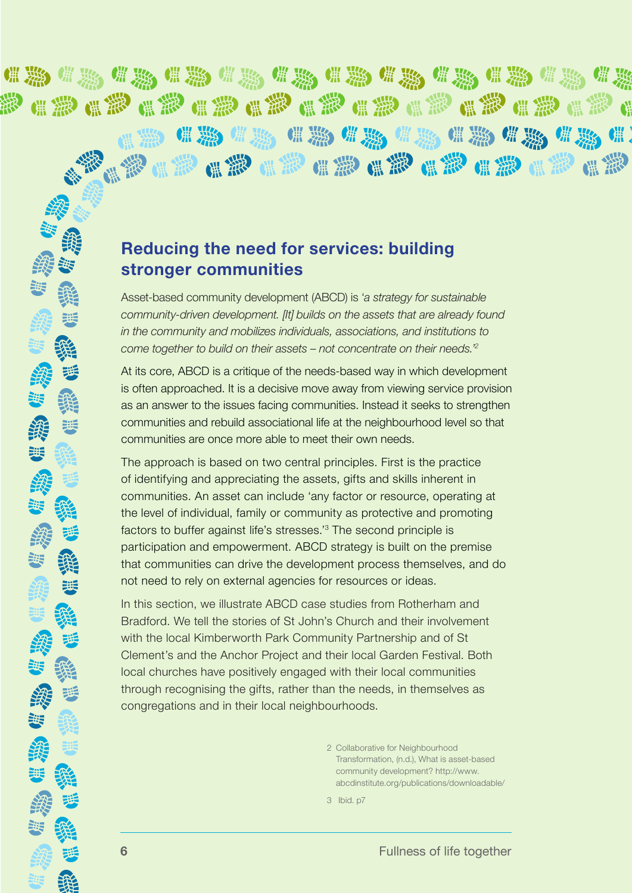## Reducing the need for services: building stronger communities

Asset-based community development (ABCD) is '*a strategy for sustainable community-driven development. [It] builds on the assets that are already found in the community and mobilizes individuals, associations, and institutions to come together to build on their assets – not concentrate on their needs.*'[2]

At its core, ABCD is a critique of the needs-based way in which development is often approached. It is a decisive move away from viewing service provision as an answer to the issues facing communities. Instead it seeks to strengthen communities and rebuild associational life at the neighbourhood level so that communities are once more able to meet their own needs.

The approach is based on two central principles. First is the practice of identifying and appreciating the assets, gifts and skills inherent in communities. An asset can include 'any factor or resource, operating at the level of individual, family or community as protective and promoting factors to buffer against life's stresses.'[3] The second principle is participation and empowerment. ABCD strategy is built on the premise that communities can drive the development process themselves, and do not need to rely on external agencies for resources or ideas.

In this section, we illustrate ABCD case studies from Rotherham and Bradford. We tell the stories of St John's Church and their involvement with the local Kimberworth Park Community Partnership and of St Clement's and the Anchor Project and their local Garden Festival. Both local churches have positively engaged with their local communities through recognising the gifts, rather than the needs, in themselves as congregations and in their local neighbourhoods.

2 Collaborative for Neighbourhood Transformation, (n.d.), What is asset-based community development? http://www.abcdinstitute.org/publications/downloadable/

3 Ibid. p7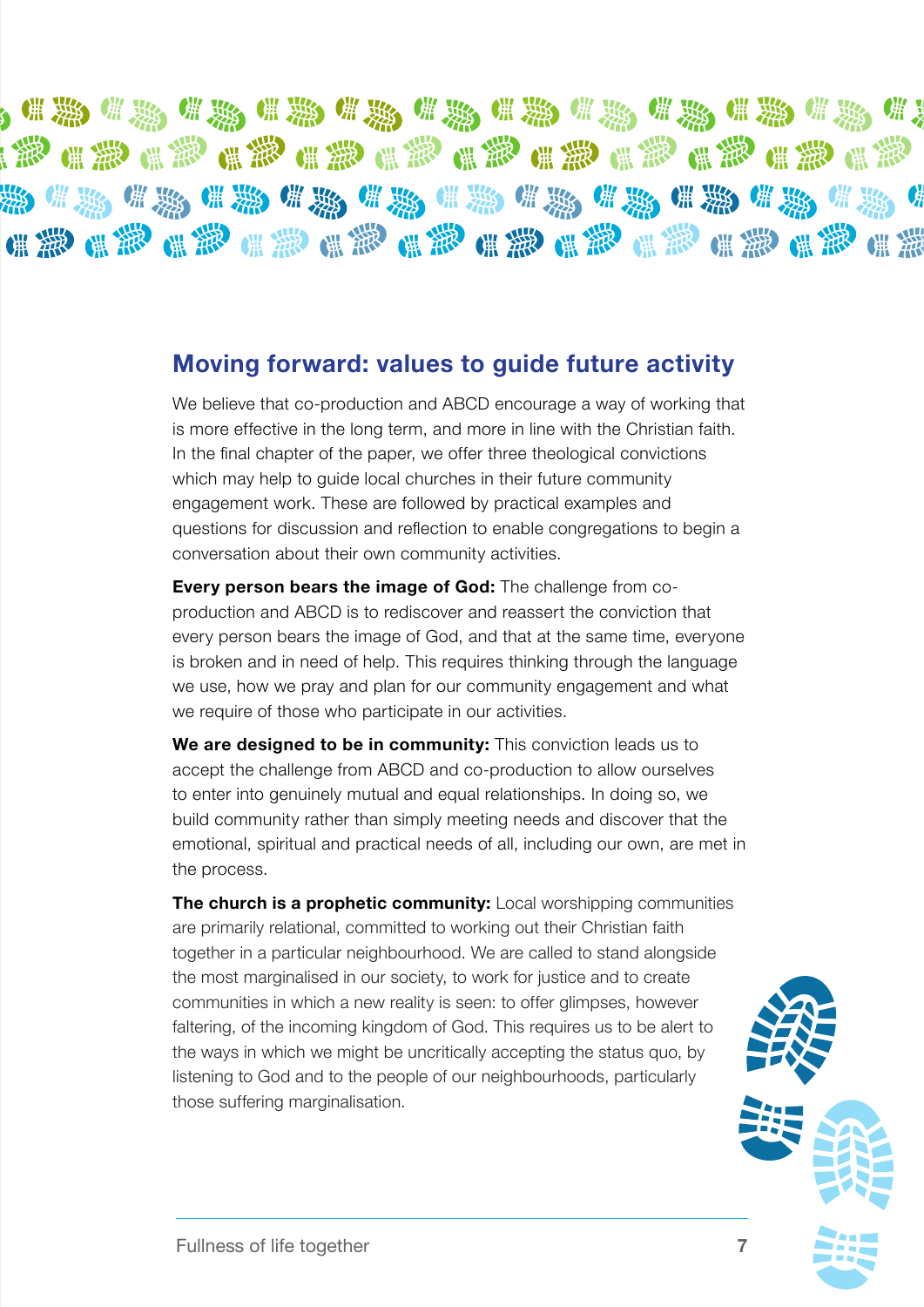## Moving forward: values to guide future activity

We believe that co-production and ABCD encourage a way of working that is more effective in the long term, and more in line with the Christian faith. In the final chapter of the paper, we offer three theological convictions which may help to guide local churches in their future community engagement work. These are followed by practical examples and questions for discussion and reflection to enable congregations to begin a conversation about their own community activities.

**Every person bears the image of God:** The challenge from co-production and ABCD is to rediscover and reassert the conviction that every person bears the image of God, and that at the same time, everyone is broken and in need of help. This requires thinking through the language we use, how we pray and plan for our community engagement and what we require of those who participate in our activities.

**We are designed to be in community:** This conviction leads us to accept the challenge from ABCD and co-production to allow ourselves to enter into genuinely mutual and equal relationships. In doing so, we build community rather than simply meeting needs and discover that the emotional, spiritual and practical needs of all, including our own, are met in the process.

**The church is a prophetic community:** Local worshipping communities are primarily relational, committed to working out their Christian faith together in a particular neighbourhood. We are called to stand alongside the most marginalised in our society, to work for justice and to create communities in which a new reality is seen: to offer glimpses, however faltering, of the incoming kingdom of God. This requires us to be alert to the ways in which we might be uncritically accepting the status quo, by listening to God and to the people of our neighbourhoods, particularly those suffering marginalisation.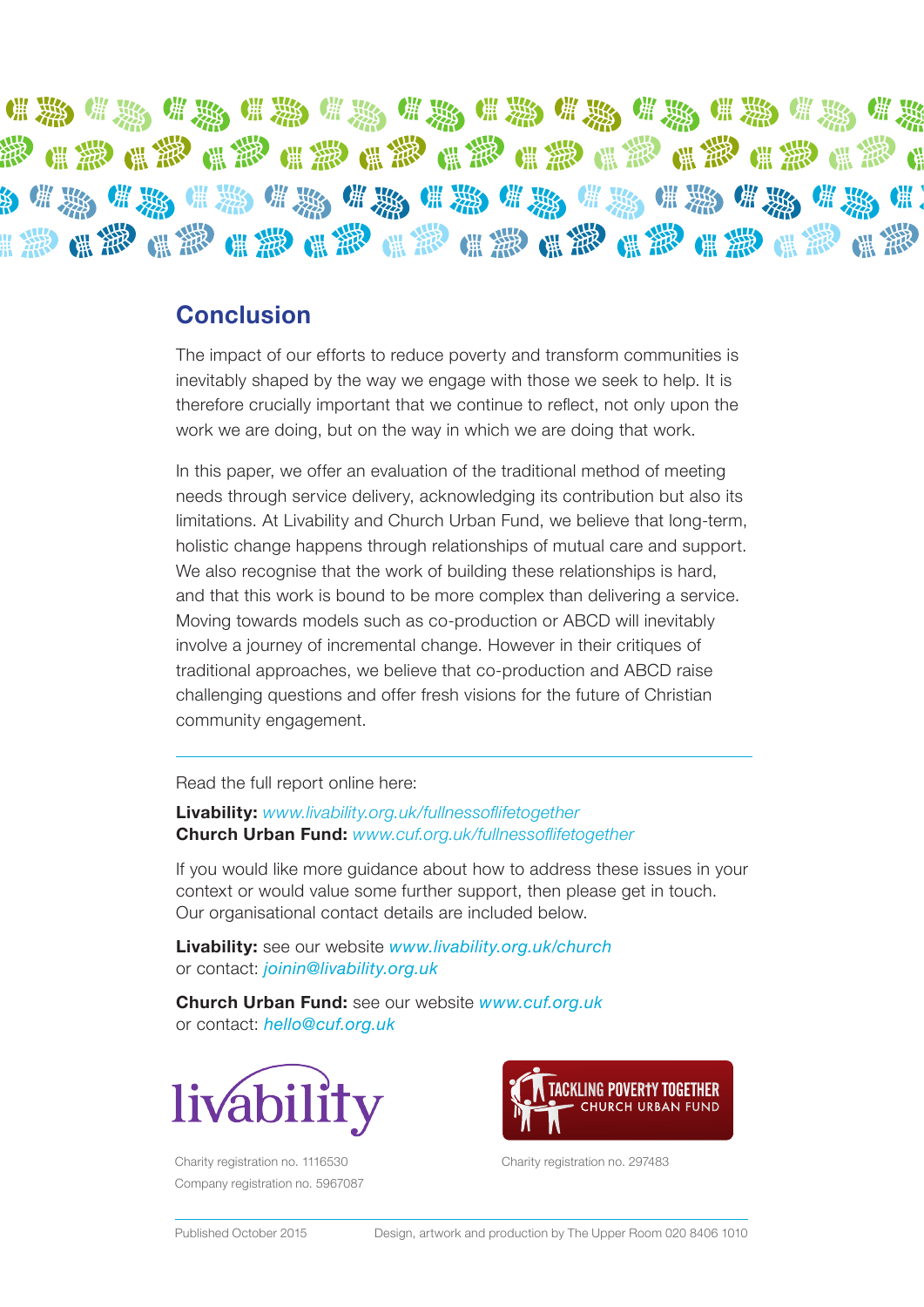## Conclusion

The impact of our efforts to reduce poverty and transform communities is inevitably shaped by the way we engage with those we seek to help. It is therefore crucially important that we continue to reflect, not only upon the work we are doing, but on the way in which we are doing that work.

In this paper, we offer an evaluation of the traditional method of meeting needs through service delivery, acknowledging its contribution but also its limitations. At Livability and Church Urban Fund, we believe that long-term, holistic change happens through relationships of mutual care and support. We also recognise that the work of building these relationships is hard, and that this work is bound to be more complex than delivering a service. Moving towards models such as co-production or ABCD will inevitably involve a journey of incremental change. However in their critiques of traditional approaches, we believe that co-production and ABCD raise challenging questions and offer fresh visions for the future of Christian community engagement.

---

Read the full report online here:

**Livability:** *www.livability.org.uk/fullnessoflifetogether*
**Church Urban Fund:** *www.cuf.org.uk/fullnessoflifetogether*

If you would like more guidance about how to address these issues in your context or would value some further support, then please get in touch. Our organisational contact details are included below.

**Livability:** see our website *www.livability.org.uk/church*
or contact: *joinin@livability.org.uk*

**Church Urban Fund:** see our website *www.cuf.org.uk*
or contact: *hello@cuf.org.uk*

livability

Charity registration no. 1116530
Company registration no. 5967087

TACKLING POVERTY TOGETHER
CHURCH URBAN FUND

Charity registration no. 297483

Published October 2015

Design, artwork and production by The Upper Room 020 8406 1010